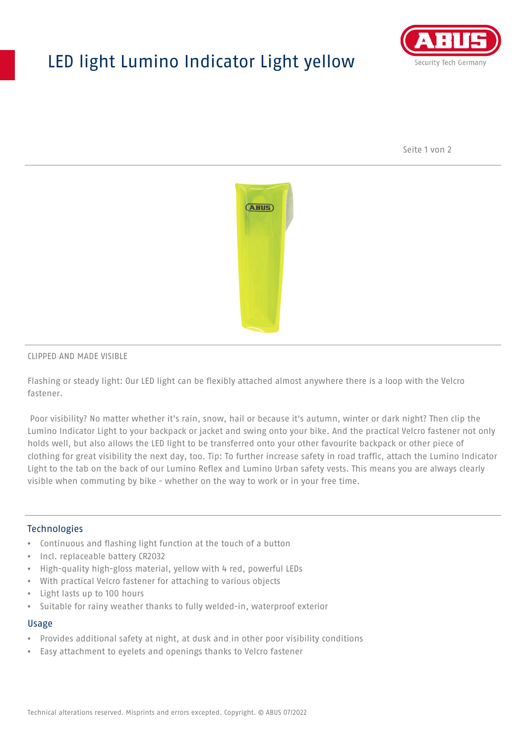# LED light Lumino Indicator Light yellow

CLIPPED AND MADE VISIBLE

Flashing or steady light: Our LED light can be flexibly attached almost anywhere there is a loop with the Velcro fastener.

Poor visibility? No matter whether it's rain, snow, hail or because it's autumn, winter or dark night? Then clip the Lumino Indicator Light to your backpack or jacket and swing onto your bike. And the practical Velcro fastener not only holds well, but also allows the LED light to be transferred onto your other favourite backpack or other piece of clothing for great visibility the next day, too. Tip: To further increase safety in road traffic, attach the Lumino Indicator Light to the tab on the back of our Lumino Reflex and Lumino Urban safety vests. This means you are always clearly visible when commuting by bike - whether on the way to work or in your free time.

## Technologies

- Continuous and flashing light function at the touch of a button
- Incl. replaceable battery CR2032
- High-quality high-gloss material, yellow with 4 red, powerful LEDs
- With practical Velcro fastener for attaching to various objects
- Light lasts up to 100 hours
- Suitable for rainy weather thanks to fully welded-in, waterproof exterior

## Usage

- Provides additional safety at night, at dusk and in other poor visibility conditions
- Easy attachment to eyelets and openings thanks to Velcro fastener

Technical alterations reserved. Misprints and errors excepted. Copyright. © ABUS 07/2022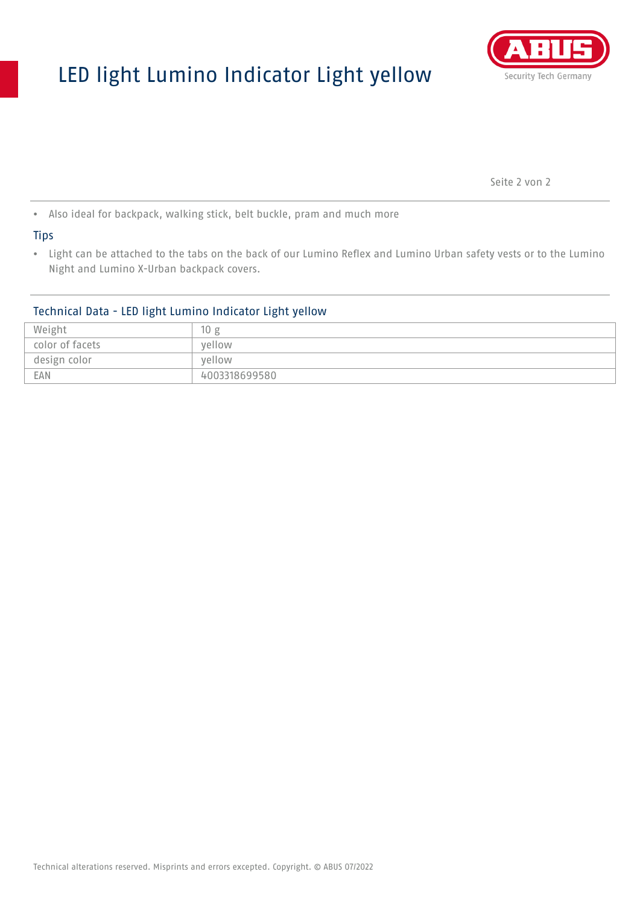# LED light Lumino Indicator Light yellow

- Also ideal for backpack, walking stick, belt buckle, pram and much more

## Tips

- Light can be attached to the tabs on the back of our Lumino Reflex and Lumino Urban safety vests or to the Lumino Night and Lumino X-Urban backpack covers.

## Technical Data - LED light Lumino Indicator Light yellow

| | |
|---|---|
| Weight | 10 g |
| color of facets | yellow |
| design color | yellow |
| EAN | 4003318699580 |

Technical alterations reserved. Misprints and errors excepted. Copyright. © ABUS 07/2022